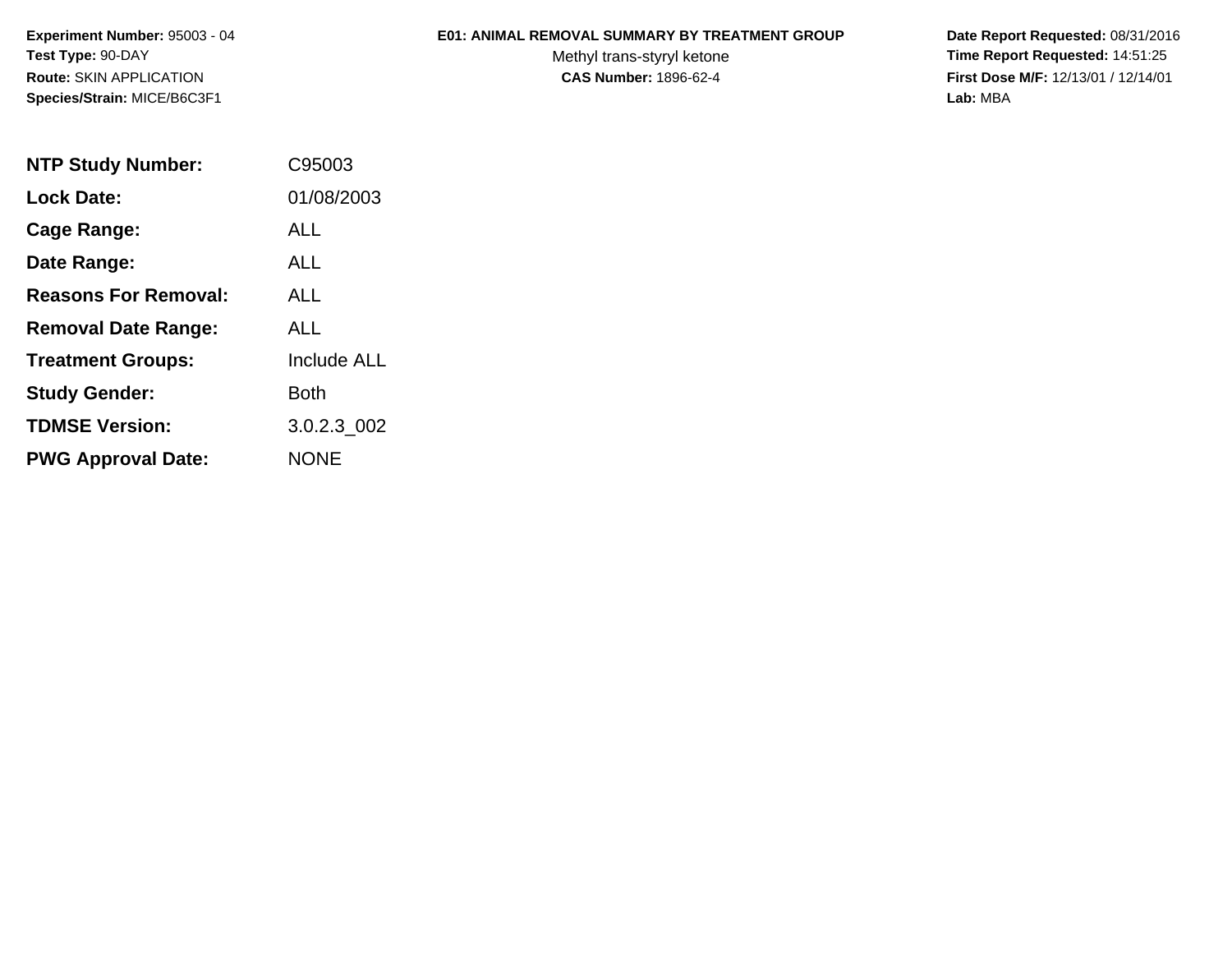**Experiment Number:** 95003 - 04
**Test Type:** 90-DAY
**Route:** SKIN APPLICATION
**Species/Strain:** MICE/B6C3F1

**E01: ANIMAL REMOVAL SUMMARY BY TREATMENT GROUP**
Methyl trans-styryl ketone
**CAS Number:** 1896-62-4

**Date Report Requested:** 08/31/2016
**Time Report Requested:** 14:51:25
**First Dose M/F:** 12/13/01 / 12/14/01
**Lab:** MBA

| | |
|---|---|
| **NTP Study Number:** | C95003 |
| **Lock Date:** | 01/08/2003 |
| **Cage Range:** | ALL |
| **Date Range:** | ALL |
| **Reasons For Removal:** | ALL |
| **Removal Date Range:** | ALL |
| **Treatment Groups:** | Include ALL |
| **Study Gender:** | Both |
| **TDMSE Version:** | 3.0.2.3_002 |
| **PWG Approval Date:** | NONE |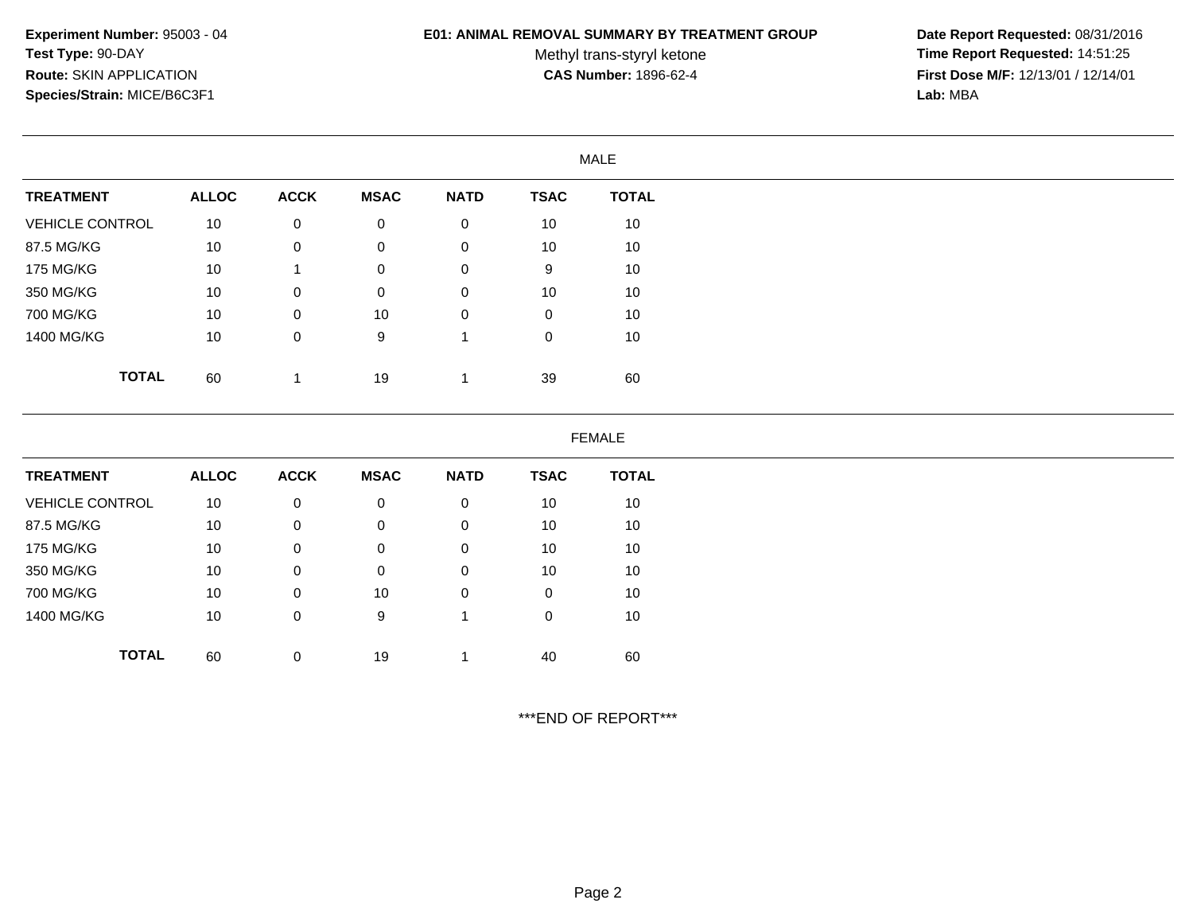**Experiment Number:** 95003 - 04
**Test Type:** 90-DAY
**Route:** SKIN APPLICATION
**Species/Strain:** MICE/B6C3F1

# E01: ANIMAL REMOVAL SUMMARY BY TREATMENT GROUP

Methyl trans-styryl ketone
**CAS Number:** 1896-62-4

**Date Report Requested:** 08/31/2016
**Time Report Requested:** 14:51:25
**First Dose M/F:** 12/13/01 / 12/14/01
**Lab:** MBA

## MALE

| TREATMENT | ALLOC | ACCK | MSAC | NATD | TSAC | TOTAL |
|---|---|---|---|---|---|---|
| VEHICLE CONTROL | 10 | 0 | 0 | 0 | 10 | 10 |
| 87.5 MG/KG | 10 | 0 | 0 | 0 | 10 | 10 |
| 175 MG/KG | 10 | 1 | 0 | 0 | 9 | 10 |
| 350 MG/KG | 10 | 0 | 0 | 0 | 10 | 10 |
| 700 MG/KG | 10 | 0 | 10 | 0 | 0 | 10 |
| 1400 MG/KG | 10 | 0 | 9 | 1 | 0 | 10 |
| **TOTAL** | 60 | 1 | 19 | 1 | 39 | 60 |

## FEMALE

| TREATMENT | ALLOC | ACCK | MSAC | NATD | TSAC | TOTAL |
|---|---|---|---|---|---|---|
| VEHICLE CONTROL | 10 | 0 | 0 | 0 | 10 | 10 |
| 87.5 MG/KG | 10 | 0 | 0 | 0 | 10 | 10 |
| 175 MG/KG | 10 | 0 | 0 | 0 | 10 | 10 |
| 350 MG/KG | 10 | 0 | 0 | 0 | 10 | 10 |
| 700 MG/KG | 10 | 0 | 10 | 0 | 0 | 10 |
| 1400 MG/KG | 10 | 0 | 9 | 1 | 0 | 10 |
| **TOTAL** | 60 | 0 | 19 | 1 | 40 | 60 |

***END OF REPORT***